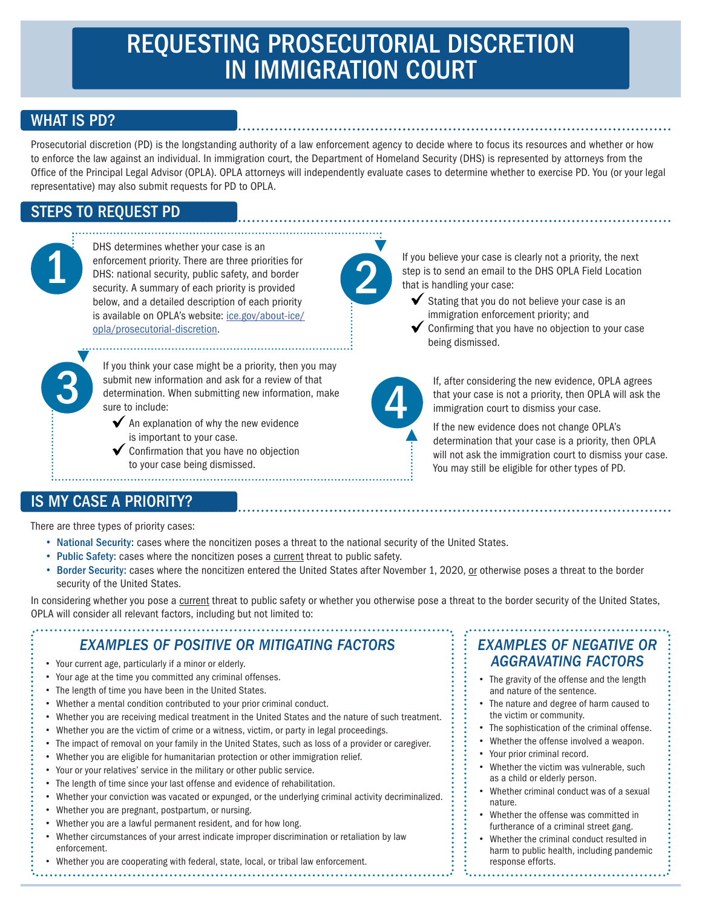# REQUESTING PROSECUTORIAL DISCRETION IN IMMIGRATION COURT

## WHAT IS PD?

Prosecutorial discretion (PD) is the longstanding authority of a law enforcement agency to decide where to focus its resources and whether or how to enforce the law against an individual. In immigration court, the Department of Homeland Security (DHS) is represented by attorneys from the Office of the Principal Legal Advisor (OPLA). OPLA attorneys will independently evaluate cases to determine whether to exercise PD. You (or your legal representative) may also submit requests for PD to OPLA.

## STEPS TO REQUEST PD

**1** DHS determines whether your case is an enforcement priority. There are three priorities for DHS: national security, public safety, and border security. A summary of each priority is provided below, and a detailed description of each priority is available on OPLA's website: ice.gov/about-ice/opla/prosecutorial-discretion.

**2** If you believe your case is clearly not a priority, the next step is to send an email to the DHS OPLA Field Location that is handling your case:

- ✔ Stating that you do not believe your case is an immigration enforcement priority; and
- ✔ Confirming that you have no objection to your case being dismissed.

**3** If you think your case might be a priority, then you may submit new information and ask for a review of that determination. When submitting new information, make sure to include:

- ✔ An explanation of why the new evidence is important to your case.
- ✔ Confirmation that you have no objection to your case being dismissed.

**4** If, after considering the new evidence, OPLA agrees that your case is not a priority, then OPLA will ask the immigration court to dismiss your case.

If the new evidence does not change OPLA's determination that your case is a priority, then OPLA will not ask the immigration court to dismiss your case. You may still be eligible for other types of PD.

## IS MY CASE A PRIORITY?

There are three types of priority cases:

- **National Security:** cases where the noncitizen poses a threat to the national security of the United States.
- **Public Safety:** cases where the noncitizen poses a current threat to public safety.
- **Border Security:** cases where the noncitizen entered the United States after November 1, 2020, or otherwise poses a threat to the border security of the United States.

In considering whether you pose a current threat to public safety or whether you otherwise pose a threat to the border security of the United States, OPLA will consider all relevant factors, including but not limited to:

### *EXAMPLES OF POSITIVE OR MITIGATING FACTORS*

- Your current age, particularly if a minor or elderly.
- Your age at the time you committed any criminal offenses.
- The length of time you have been in the United States.
- Whether a mental condition contributed to your prior criminal conduct.
- Whether you are receiving medical treatment in the United States and the nature of such treatment.
- Whether you are the victim of crime or a witness, victim, or party in legal proceedings.
- The impact of removal on your family in the United States, such as loss of a provider or caregiver.
- Whether you are eligible for humanitarian protection or other immigration relief.
- Your or your relatives' service in the military or other public service.
- The length of time since your last offense and evidence of rehabilitation.
- Whether your conviction was vacated or expunged, or the underlying criminal activity decriminalized.
- Whether you are pregnant, postpartum, or nursing.
- Whether you are a lawful permanent resident, and for how long.
- Whether circumstances of your arrest indicate improper discrimination or retaliation by law enforcement.
- Whether you are cooperating with federal, state, local, or tribal law enforcement.

### *EXAMPLES OF NEGATIVE OR AGGRAVATING FACTORS*

- The gravity of the offense and the length and nature of the sentence.
- The nature and degree of harm caused to the victim or community.
- The sophistication of the criminal offense.
- Whether the offense involved a weapon.
- Your prior criminal record.
- Whether the victim was vulnerable, such as a child or elderly person.
- Whether criminal conduct was of a sexual nature.
- Whether the offense was committed in furtherance of a criminal street gang.
- Whether the criminal conduct resulted in harm to public health, including pandemic response efforts.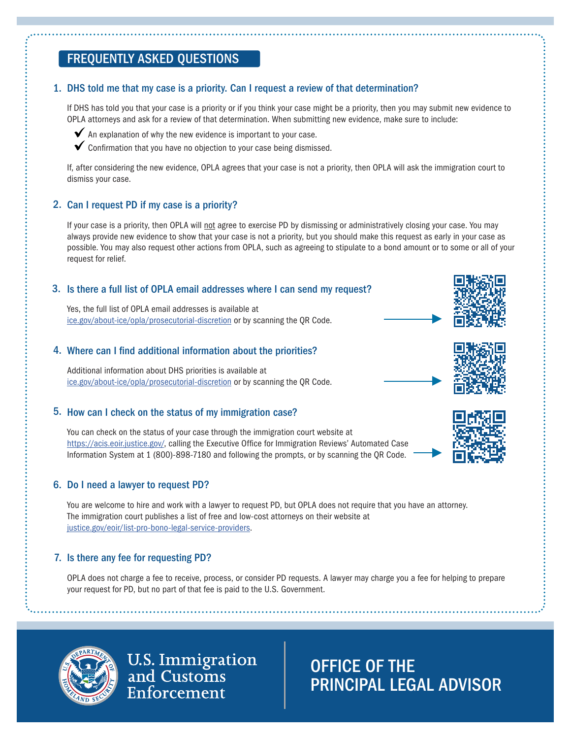## FREQUENTLY ASKED QUESTIONS

### 1. DHS told me that my case is a priority. Can I request a review of that determination?

If DHS has told you that your case is a priority or if you think your case might be a priority, then you may submit new evidence to OPLA attorneys and ask for a review of that determination. When submitting new evidence, make sure to include:

- ✔ An explanation of why the new evidence is important to your case.
- ✔ Confirmation that you have no objection to your case being dismissed.

If, after considering the new evidence, OPLA agrees that your case is not a priority, then OPLA will ask the immigration court to dismiss your case.

### 2. Can I request PD if my case is a priority?

If your case is a priority, then OPLA will not agree to exercise PD by dismissing or administratively closing your case. You may always provide new evidence to show that your case is not a priority, but you should make this request as early in your case as possible. You may also request other actions from OPLA, such as agreeing to stipulate to a bond amount or to some or all of your request for relief.

### 3. Is there a full list of OPLA email addresses where I can send my request?

Yes, the full list of OPLA email addresses is available at ice.gov/about-ice/opla/prosecutorial-discretion or by scanning the QR Code.

### 4. Where can I find additional information about the priorities?

Additional information about DHS priorities is available at ice.gov/about-ice/opla/prosecutorial-discretion or by scanning the QR Code.

### 5. How can I check on the status of my immigration case?

You can check on the status of your case through the immigration court website at https://acis.eoir.justice.gov/, calling the Executive Office for Immigration Reviews' Automated Case Information System at 1 (800)-898-7180 and following the prompts, or by scanning the QR Code.

### 6. Do I need a lawyer to request PD?

You are welcome to hire and work with a lawyer to request PD, but OPLA does not require that you have an attorney. The immigration court publishes a list of free and low-cost attorneys on their website at justice.gov/eoir/list-pro-bono-legal-service-providers.

### 7. Is there any fee for requesting PD?

OPLA does not charge a fee to receive, process, or consider PD requests. A lawyer may charge you a fee for helping to prepare your request for PD, but no part of that fee is paid to the U.S. Government.

U.S. Immigration and Customs Enforcement

OFFICE OF THE PRINCIPAL LEGAL ADVISOR